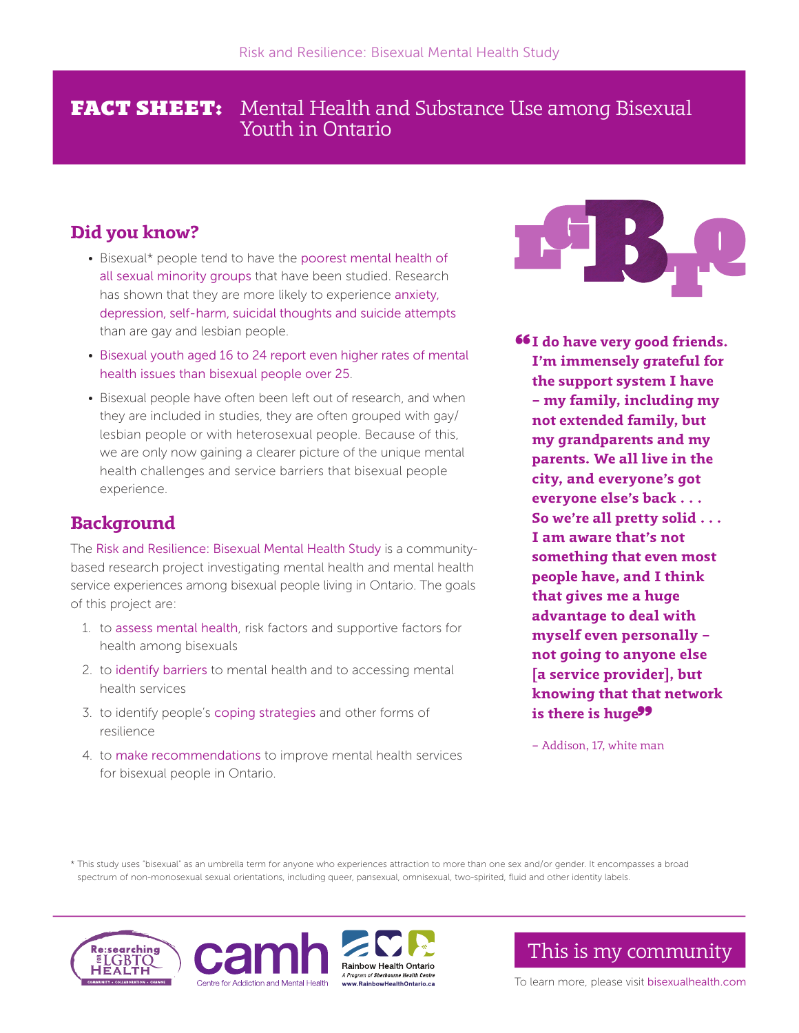# FACT SHEET: Mental Health and Substance Use among Bisexual Youth in Ontario

## Did you know?

- Bisexual* people tend to have the poorest mental health of all sexual minority groups that have been studied. Research has shown that they are more likely to experience anxiety, depression, self-harm, suicidal thoughts and suicide attempts than are gay and lesbian people.
- Bisexual youth aged 16 to 24 report even higher rates of mental health issues than bisexual people over 25.
- Bisexual people have often been left out of research, and when they are included in studies, they are often grouped with gay/lesbian people or with heterosexual people. Because of this, we are only now gaining a clearer picture of the unique mental health challenges and service barriers that bisexual people experience.

## Background

The Risk and Resilience: Bisexual Mental Health Study is a community-based research project investigating mental health and mental health service experiences among bisexual people living in Ontario. The goals of this project are:

1. to assess mental health, risk factors and supportive factors for health among bisexuals
2. to identify barriers to mental health and to accessing mental health services
3. to identify people's coping strategies and other forms of resilience
4. to make recommendations to improve mental health services for bisexual people in Ontario.

> **"I do have very good friends. I'm immensely grateful for the support system I have – my family, including my not extended family, but my grandparents and my parents. We all live in the city, and everyone's got everyone else's back . . . So we're all pretty solid . . . I am aware that's not something that even most people have, and I think that gives me a huge advantage to deal with myself even personally – not going to anyone else [a service provider], but knowing that that network is there is huge"**
>
> – Addison, 17, white man

\* This study uses "bisexual" as an umbrella term for anyone who experiences attraction to more than one sex and/or gender. It encompasses a broad spectrum of non-monosexual sexual orientations, including queer, pansexual, omnisexual, two-spirited, fluid and other identity labels.

Re:searching for LGBTQ Health – Community • Collaboration • Change

camh – Centre for Addiction and Mental Health

Rainbow Health Ontario – A Program of Sherbourne Health Centre – www.RainbowHealthOntario.ca

This is my community

To learn more, please visit bisexualhealth.com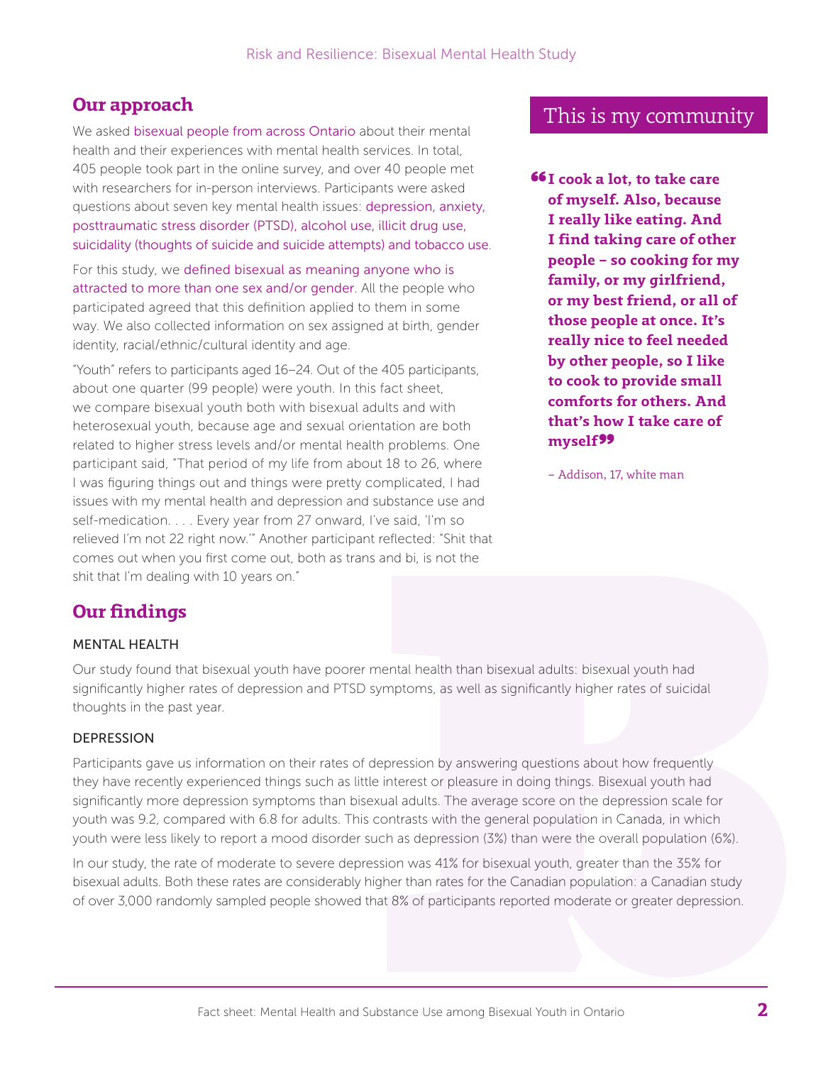## Our approach

We asked bisexual people from across Ontario about their mental health and their experiences with mental health services. In total, 405 people took part in the online survey, and over 40 people met with researchers for in-person interviews. Participants were asked questions about seven key mental health issues: depression, anxiety, posttraumatic stress disorder (PTSD), alcohol use, illicit drug use, suicidality (thoughts of suicide and suicide attempts) and tobacco use.

For this study, we defined bisexual as meaning anyone who is attracted to more than one sex and/or gender. All the people who participated agreed that this definition applied to them in some way. We also collected information on sex assigned at birth, gender identity, racial/ethnic/cultural identity and age.

"Youth" refers to participants aged 16–24. Out of the 405 participants, about one quarter (99 people) were youth. In this fact sheet, we compare bisexual youth both with bisexual adults and with heterosexual youth, because age and sexual orientation are both related to higher stress levels and/or mental health problems. One participant said, "That period of my life from about 18 to 26, where I was figuring things out and things were pretty complicated, I had issues with my mental health and depression and substance use and self-medication. . . . Every year from 27 onward, I've said, 'I'm so relieved I'm not 22 right now.'" Another participant reflected: "Shit that comes out when you first come out, both as trans and bi, is not the shit that I'm dealing with 10 years on."

### This is my community

> **"I cook a lot, to take care of myself. Also, because I really like eating. And I find taking care of other people – so cooking for my family, or my girlfriend, or my best friend, or all of those people at once. It's really nice to feel needed by other people, so I like to cook to provide small comforts for others. And that's how I take care of myself"**
>
> – Addison, 17, white man

## Our findings

### MENTAL HEALTH

Our study found that bisexual youth have poorer mental health than bisexual adults: bisexual youth had significantly higher rates of depression and PTSD symptoms, as well as significantly higher rates of suicidal thoughts in the past year.

### DEPRESSION

Participants gave us information on their rates of depression by answering questions about how frequently they have recently experienced things such as little interest or pleasure in doing things. Bisexual youth had significantly more depression symptoms than bisexual adults. The average score on the depression scale for youth was 9.2, compared with 6.8 for adults. This contrasts with the general population in Canada, in which youth were less likely to report a mood disorder such as depression (3%) than were the overall population (6%).

In our study, the rate of moderate to severe depression was 41% for bisexual youth, greater than the 35% for bisexual adults. Both these rates are considerably higher than rates for the Canadian population: a Canadian study of over 3,000 randomly sampled people showed that 8% of participants reported moderate or greater depression.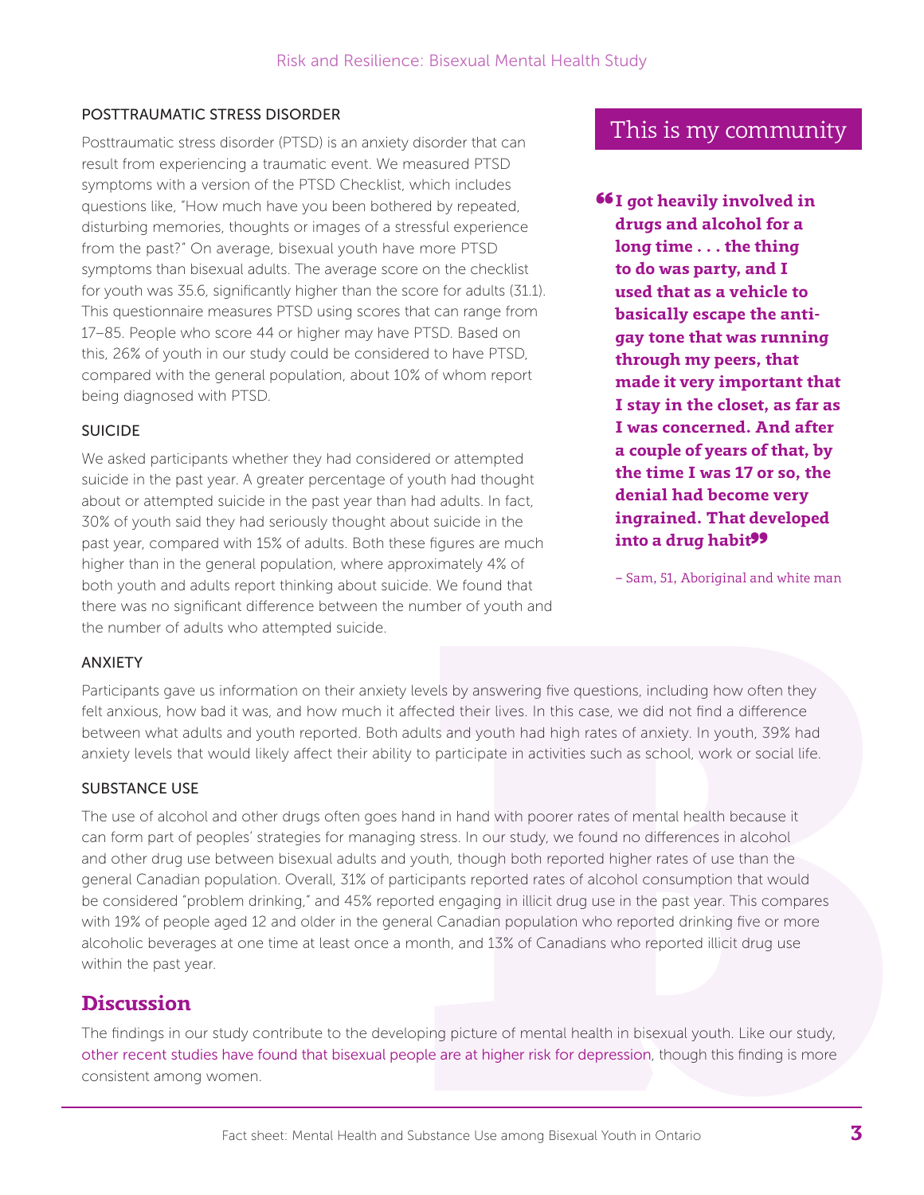### POSTTRAUMATIC STRESS DISORDER

Posttraumatic stress disorder (PTSD) is an anxiety disorder that can result from experiencing a traumatic event. We measured PTSD symptoms with a version of the PTSD Checklist, which includes questions like, "How much have you been bothered by repeated, disturbing memories, thoughts or images of a stressful experience from the past?" On average, bisexual youth have more PTSD symptoms than bisexual adults. The average score on the checklist for youth was 35.6, significantly higher than the score for adults (31.1). This questionnaire measures PTSD using scores that can range from 17–85. People who score 44 or higher may have PTSD. Based on this, 26% of youth in our study could be considered to have PTSD, compared with the general population, about 10% of whom report being diagnosed with PTSD.

### SUICIDE

We asked participants whether they had considered or attempted suicide in the past year. A greater percentage of youth had thought about or attempted suicide in the past year than had adults. In fact, 30% of youth said they had seriously thought about suicide in the past year, compared with 15% of adults. Both these figures are much higher than in the general population, where approximately 4% of both youth and adults report thinking about suicide. We found that there was no significant difference between the number of youth and the number of adults who attempted suicide.

## This is my community

> **"I got heavily involved in drugs and alcohol for a long time . . . the thing to do was party, and I used that as a vehicle to basically escape the anti-gay tone that was running through my peers, that made it very important that I stay in the closet, as far as I was concerned. And after a couple of years of that, by the time I was 17 or so, the denial had become very ingrained. That developed into a drug habit"**
>
> – Sam, 51, Aboriginal and white man

### ANXIETY

Participants gave us information on their anxiety levels by answering five questions, including how often they felt anxious, how bad it was, and how much it affected their lives. In this case, we did not find a difference between what adults and youth reported. Both adults and youth had high rates of anxiety. In youth, 39% had anxiety levels that would likely affect their ability to participate in activities such as school, work or social life.

### SUBSTANCE USE

The use of alcohol and other drugs often goes hand in hand with poorer rates of mental health because it can form part of peoples' strategies for managing stress. In our study, we found no differences in alcohol and other drug use between bisexual adults and youth, though both reported higher rates of use than the general Canadian population. Overall, 31% of participants reported rates of alcohol consumption that would be considered "problem drinking," and 45% reported engaging in illicit drug use in the past year. This compares with 19% of people aged 12 and older in the general Canadian population who reported drinking five or more alcoholic beverages at one time at least once a month, and 13% of Canadians who reported illicit drug use within the past year.

## Discussion

The findings in our study contribute to the developing picture of mental health in bisexual youth. Like our study, other recent studies have found that bisexual people are at higher risk for depression, though this finding is more consistent among women.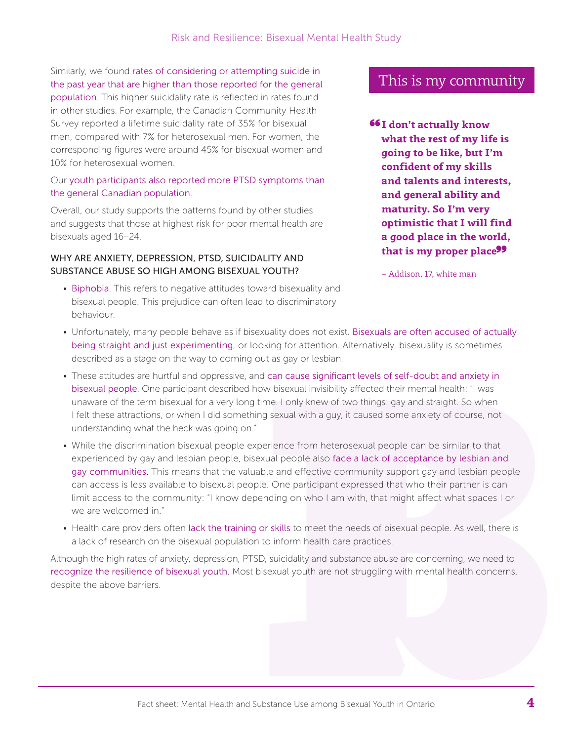Similarly, we found rates of considering or attempting suicide in the past year that are higher than those reported for the general population. This higher suicidality rate is reflected in rates found in other studies. For example, the Canadian Community Health Survey reported a lifetime suicidality rate of 35% for bisexual men, compared with 7% for heterosexual men. For women, the corresponding figures were around 45% for bisexual women and 10% for heterosexual women.

Our youth participants also reported more PTSD symptoms than the general Canadian population.

Overall, our study supports the patterns found by other studies and suggests that those at highest risk for poor mental health are bisexuals aged 16–24.

## This is my community

> **"I don't actually know what the rest of my life is going to be like, but I'm confident of my skills and talents and interests, and general ability and maturity. So I'm very optimistic that I will find a good place in the world, that is my proper place"**
>
> – Addison, 17, white man

### WHY ARE ANXIETY, DEPRESSION, PTSD, SUICIDALITY AND SUBSTANCE ABUSE SO HIGH AMONG BISEXUAL YOUTH?

- Biphobia. This refers to negative attitudes toward bisexuality and bisexual people. This prejudice can often lead to discriminatory behaviour.
- Unfortunately, many people behave as if bisexuality does not exist. Bisexuals are often accused of actually being straight and just experimenting, or looking for attention. Alternatively, bisexuality is sometimes described as a stage on the way to coming out as gay or lesbian.
- These attitudes are hurtful and oppressive, and can cause significant levels of self-doubt and anxiety in bisexual people. One participant described how bisexual invisibility affected their mental health: "I was unaware of the term bisexual for a very long time. I only knew of two things: gay and straight. So when I felt these attractions, or when I did something sexual with a guy, it caused some anxiety of course, not understanding what the heck was going on."
- While the discrimination bisexual people experience from heterosexual people can be similar to that experienced by gay and lesbian people, bisexual people also face a lack of acceptance by lesbian and gay communities. This means that the valuable and effective community support gay and lesbian people can access is less available to bisexual people. One participant expressed that who their partner is can limit access to the community: "I know depending on who I am with, that might affect what spaces I or we are welcomed in."
- Health care providers often lack the training or skills to meet the needs of bisexual people. As well, there is a lack of research on the bisexual population to inform health care practices.

Although the high rates of anxiety, depression, PTSD, suicidality and substance abuse are concerning, we need to recognize the resilience of bisexual youth. Most bisexual youth are not struggling with mental health concerns, despite the above barriers.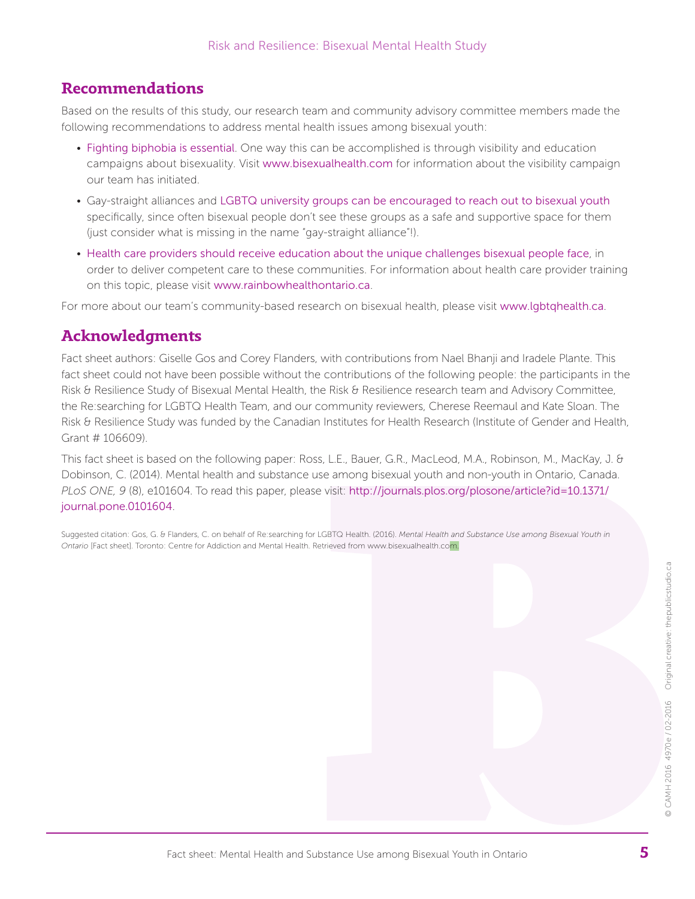## Recommendations

Based on the results of this study, our research team and community advisory committee members made the following recommendations to address mental health issues among bisexual youth:

- Fighting biphobia is essential. One way this can be accomplished is through visibility and education campaigns about bisexuality. Visit www.bisexualhealth.com for information about the visibility campaign our team has initiated.
- Gay-straight alliances and LGBTQ university groups can be encouraged to reach out to bisexual youth specifically, since often bisexual people don't see these groups as a safe and supportive space for them (just consider what is missing in the name "gay-straight alliance"!).
- Health care providers should receive education about the unique challenges bisexual people face, in order to deliver competent care to these communities. For information about health care provider training on this topic, please visit www.rainbowhealthontario.ca.

For more about our team's community-based research on bisexual health, please visit www.lgbtqhealth.ca.

## Acknowledgments

Fact sheet authors: Giselle Gos and Corey Flanders, with contributions from Nael Bhanji and Iradele Plante. This fact sheet could not have been possible without the contributions of the following people: the participants in the Risk & Resilience Study of Bisexual Mental Health, the Risk & Resilience research team and Advisory Committee, the Re:searching for LGBTQ Health Team, and our community reviewers, Cherese Reemaul and Kate Sloan. The Risk & Resilience Study was funded by the Canadian Institutes for Health Research (Institute of Gender and Health, Grant # 106609).

This fact sheet is based on the following paper: Ross, L.E., Bauer, G.R., MacLeod, M.A., Robinson, M., MacKay, J. & Dobinson, C. (2014). Mental health and substance use among bisexual youth and non-youth in Ontario, Canada. *PLoS ONE, 9* (8), e101604. To read this paper, please visit: http://journals.plos.org/plosone/article?id=10.1371/journal.pone.0101604.

Suggested citation: Gos, G. & Flanders, C. on behalf of Re:searching for LGBTQ Health. (2016). *Mental Health and Substance Use among Bisexual Youth in Ontario* [Fact sheet]. Toronto: Centre for Addiction and Mental Health. Retrieved from www.bisexualhealth.com.

© CAMH 2016 4970e / 02-2016 Original creative: thepublicstudio.ca